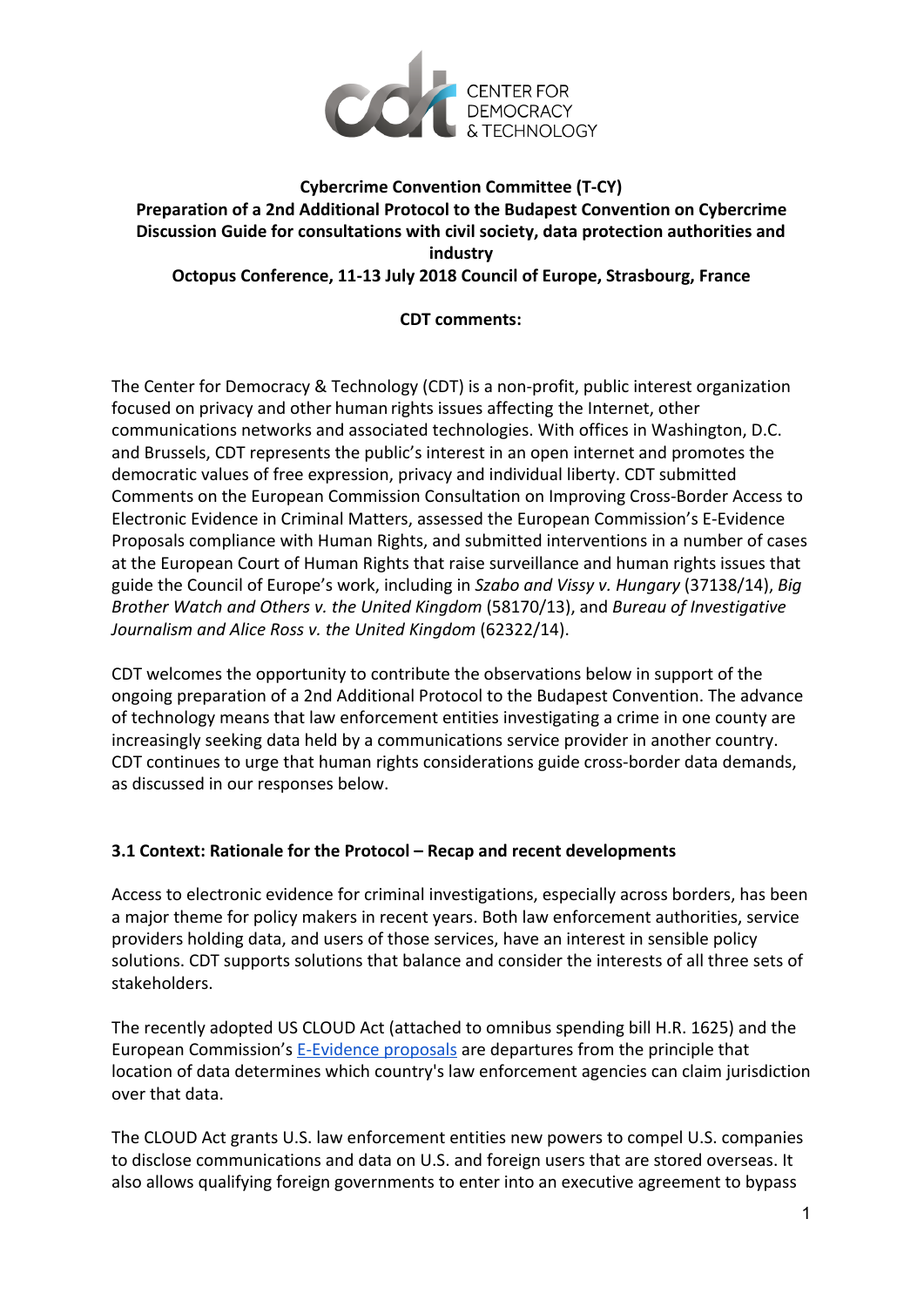**Cybercrime Convention Committee (T-CY)**
**Preparation of a 2nd Additional Protocol to the Budapest Convention on Cybercrime**
**Discussion Guide for consultations with civil society, data protection authorities and industry**
**Octopus Conference, 11-13 July 2018 Council of Europe, Strasbourg, France**

**CDT comments:**

The Center for Democracy & Technology (CDT) is a non-profit, public interest organization focused on privacy and other human rights issues affecting the Internet, other communications networks and associated technologies. With offices in Washington, D.C. and Brussels, CDT represents the public's interest in an open internet and promotes the democratic values of free expression, privacy and individual liberty. CDT submitted Comments on the European Commission Consultation on Improving Cross-Border Access to Electronic Evidence in Criminal Matters, assessed the European Commission's E-Evidence Proposals compliance with Human Rights, and submitted interventions in a number of cases at the European Court of Human Rights that raise surveillance and human rights issues that guide the Council of Europe's work, including in *Szabo and Vissy v. Hungary* (37138/14), *Big Brother Watch and Others v. the United Kingdom* (58170/13), and *Bureau of Investigative Journalism and Alice Ross v. the United Kingdom* (62322/14).

CDT welcomes the opportunity to contribute the observations below in support of the ongoing preparation of a 2nd Additional Protocol to the Budapest Convention. The advance of technology means that law enforcement entities investigating a crime in one county are increasingly seeking data held by a communications service provider in another country. CDT continues to urge that human rights considerations guide cross-border data demands, as discussed in our responses below.

## 3.1 Context: Rationale for the Protocol – Recap and recent developments

Access to electronic evidence for criminal investigations, especially across borders, has been a major theme for policy makers in recent years. Both law enforcement authorities, service providers holding data, and users of those services, have an interest in sensible policy solutions. CDT supports solutions that balance and consider the interests of all three sets of stakeholders.

The recently adopted US CLOUD Act (attached to omnibus spending bill H.R. 1625) and the European Commission's E-Evidence proposals are departures from the principle that location of data determines which country's law enforcement agencies can claim jurisdiction over that data.

The CLOUD Act grants U.S. law enforcement entities new powers to compel U.S. companies to disclose communications and data on U.S. and foreign users that are stored overseas. It also allows qualifying foreign governments to enter into an executive agreement to bypass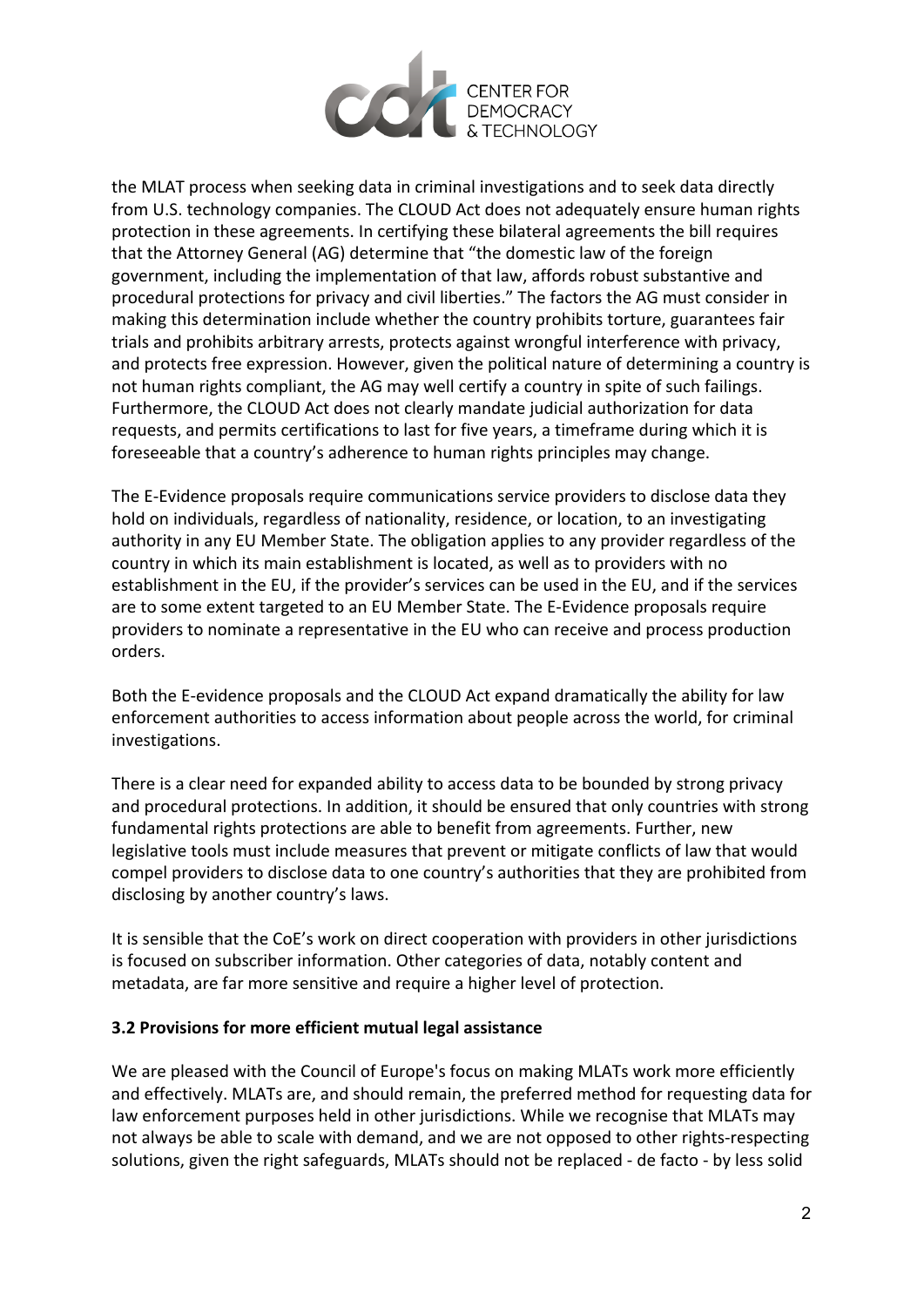the MLAT process when seeking data in criminal investigations and to seek data directly from U.S. technology companies. The CLOUD Act does not adequately ensure human rights protection in these agreements. In certifying these bilateral agreements the bill requires that the Attorney General (AG) determine that "the domestic law of the foreign government, including the implementation of that law, affords robust substantive and procedural protections for privacy and civil liberties." The factors the AG must consider in making this determination include whether the country prohibits torture, guarantees fair trials and prohibits arbitrary arrests, protects against wrongful interference with privacy, and protects free expression. However, given the political nature of determining a country is not human rights compliant, the AG may well certify a country in spite of such failings. Furthermore, the CLOUD Act does not clearly mandate judicial authorization for data requests, and permits certifications to last for five years, a timeframe during which it is foreseeable that a country's adherence to human rights principles may change.

The E-Evidence proposals require communications service providers to disclose data they hold on individuals, regardless of nationality, residence, or location, to an investigating authority in any EU Member State. The obligation applies to any provider regardless of the country in which its main establishment is located, as well as to providers with no establishment in the EU, if the provider's services can be used in the EU, and if the services are to some extent targeted to an EU Member State. The E-Evidence proposals require providers to nominate a representative in the EU who can receive and process production orders.

Both the E-evidence proposals and the CLOUD Act expand dramatically the ability for law enforcement authorities to access information about people across the world, for criminal investigations.

There is a clear need for expanded ability to access data to be bounded by strong privacy and procedural protections. In addition, it should be ensured that only countries with strong fundamental rights protections are able to benefit from agreements. Further, new legislative tools must include measures that prevent or mitigate conflicts of law that would compel providers to disclose data to one country's authorities that they are prohibited from disclosing by another country's laws.

It is sensible that the CoE's work on direct cooperation with providers in other jurisdictions is focused on subscriber information. Other categories of data, notably content and metadata, are far more sensitive and require a higher level of protection.

### 3.2 Provisions for more efficient mutual legal assistance

We are pleased with the Council of Europe's focus on making MLATs work more efficiently and effectively. MLATs are, and should remain, the preferred method for requesting data for law enforcement purposes held in other jurisdictions. While we recognise that MLATs may not always be able to scale with demand, and we are not opposed to other rights-respecting solutions, given the right safeguards, MLATs should not be replaced - de facto - by less solid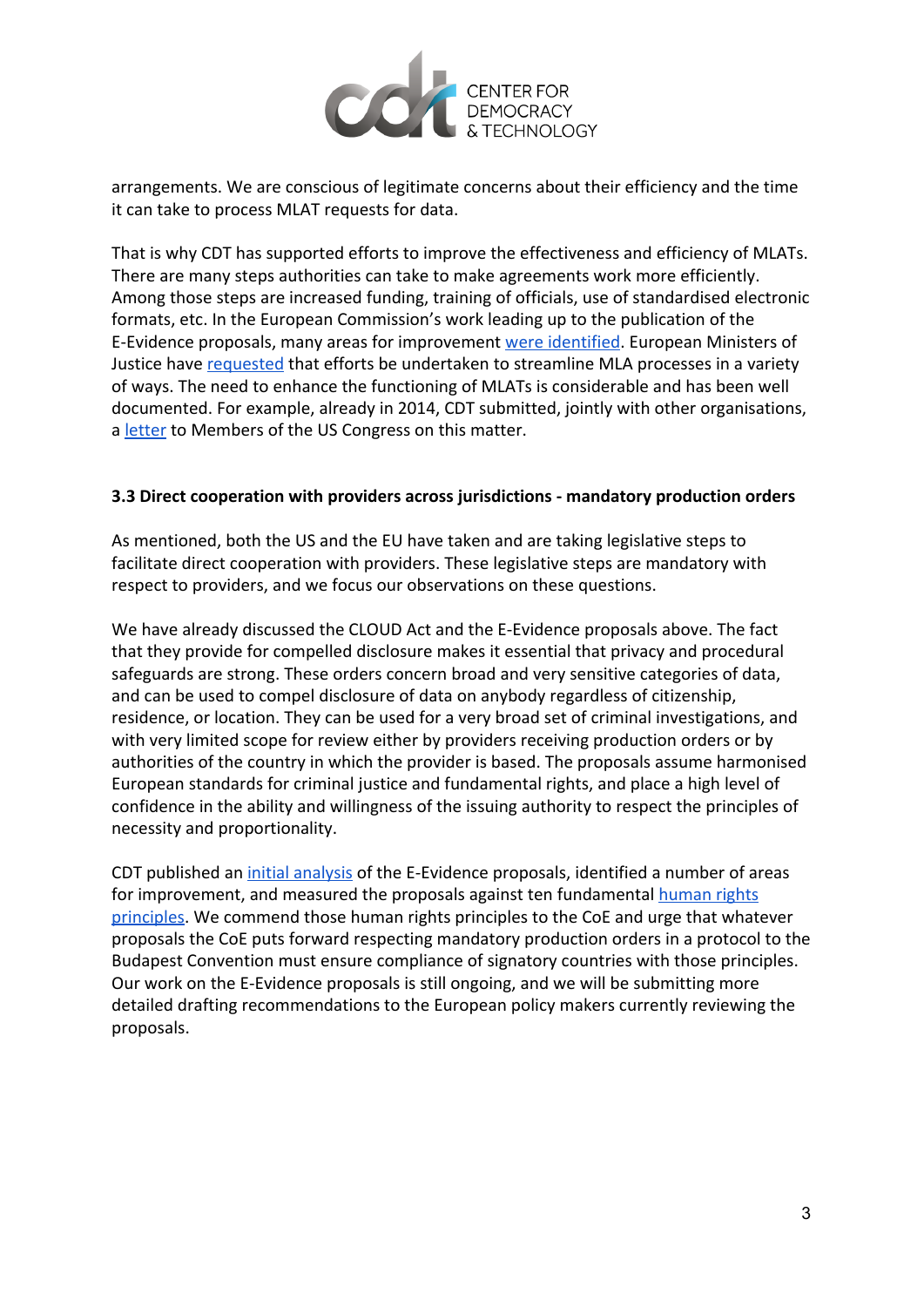arrangements. We are conscious of legitimate concerns about their efficiency and the time it can take to process MLAT requests for data.

That is why CDT has supported efforts to improve the effectiveness and efficiency of MLATs. There are many steps authorities can take to make agreements work more efficiently. Among those steps are increased funding, training of officials, use of standardised electronic formats, etc. In the European Commission's work leading up to the publication of the E-Evidence proposals, many areas for improvement were identified. European Ministers of Justice have requested that efforts be undertaken to streamline MLA processes in a variety of ways. The need to enhance the functioning of MLATs is considerable and has been well documented. For example, already in 2014, CDT submitted, jointly with other organisations, a letter to Members of the US Congress on this matter.

### 3.3 Direct cooperation with providers across jurisdictions - mandatory production orders

As mentioned, both the US and the EU have taken and are taking legislative steps to facilitate direct cooperation with providers. These legislative steps are mandatory with respect to providers, and we focus our observations on these questions.

We have already discussed the CLOUD Act and the E-Evidence proposals above. The fact that they provide for compelled disclosure makes it essential that privacy and procedural safeguards are strong. These orders concern broad and very sensitive categories of data, and can be used to compel disclosure of data on anybody regardless of citizenship, residence, or location. They can be used for a very broad set of criminal investigations, and with very limited scope for review either by providers receiving production orders or by authorities of the country in which the provider is based. The proposals assume harmonised European standards for criminal justice and fundamental rights, and place a high level of confidence in the ability and willingness of the issuing authority to respect the principles of necessity and proportionality.

CDT published an initial analysis of the E-Evidence proposals, identified a number of areas for improvement, and measured the proposals against ten fundamental human rights principles. We commend those human rights principles to the CoE and urge that whatever proposals the CoE puts forward respecting mandatory production orders in a protocol to the Budapest Convention must ensure compliance of signatory countries with those principles. Our work on the E-Evidence proposals is still ongoing, and we will be submitting more detailed drafting recommendations to the European policy makers currently reviewing the proposals.